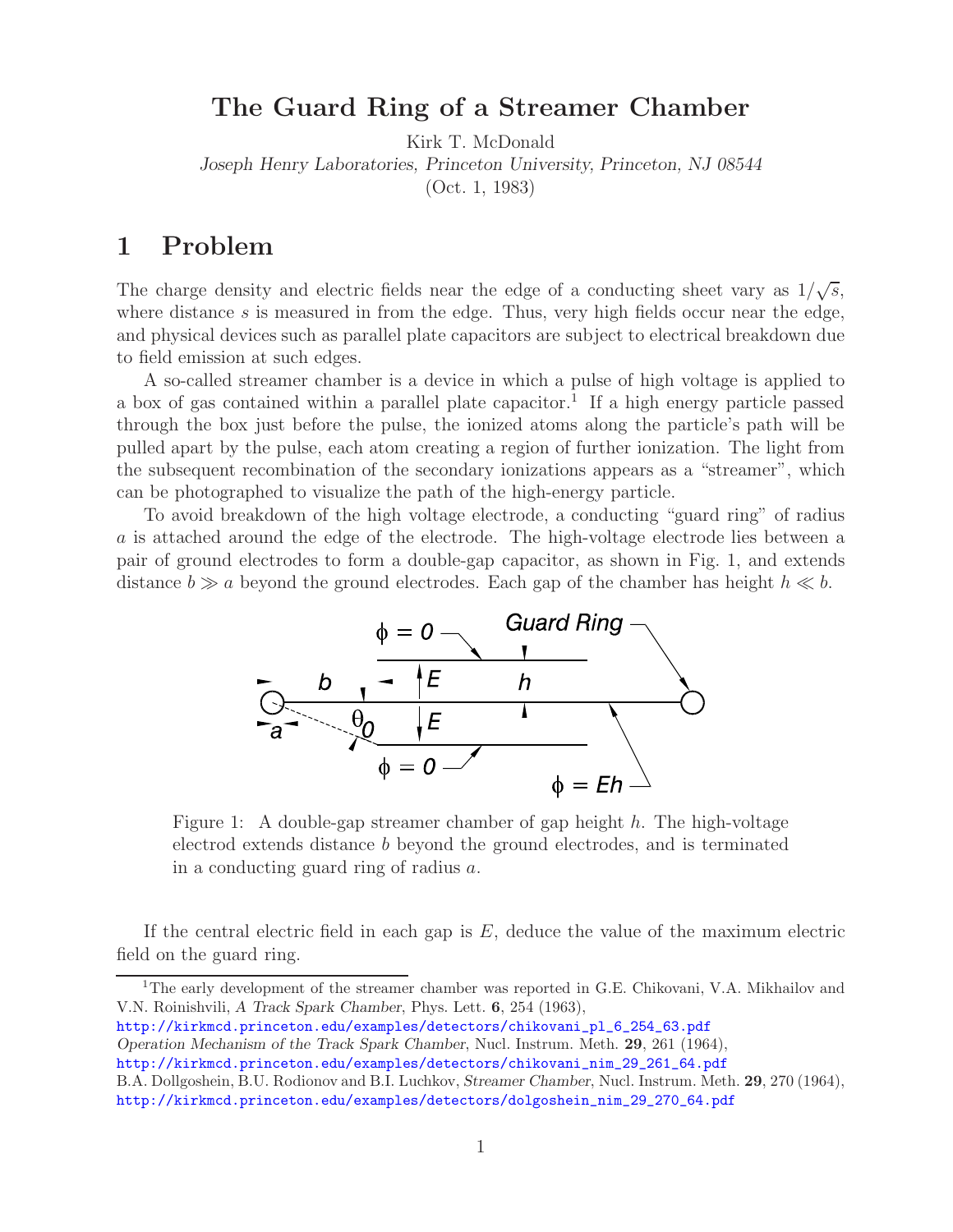# The Guard Ring of a Streamer Chamber

Kirk T. McDonald

*Joseph Henry Laboratories, Princeton University, Princeton, NJ 08544*

(Oct. 1, 1983)

## 1 Problem

The charge density and electric fields near the edge of a conducting sheet vary as $1/\sqrt{s}$, where distance $s$ is measured in from the edge. Thus, very high fields occur near the edge, and physical devices such as parallel plate capacitors are subject to electrical breakdown due to field emission at such edges.

A so-called streamer chamber is a device in which a pulse of high voltage is applied to a box of gas contained within a parallel plate capacitor.[1] If a high energy particle passed through the box just before the pulse, the ionized atoms along the particle's path will be pulled apart by the pulse, each atom creating a region of further ionization. The light from the subsequent recombination of the secondary ionizations appears as a "streamer", which can be photographed to visualize the path of the high-energy particle.

To avoid breakdown of the high voltage electrode, a conducting "guard ring" of radius $a$ is attached around the edge of the electrode. The high-voltage electrode lies between a pair of ground electrodes to form a double-gap capacitor, as shown in Fig. 1, and extends distance $b \gg a$ beyond the ground electrodes. Each gap of the chamber has height $h \ll b$.

Figure 1: A double-gap streamer chamber of gap height $h$. The high-voltage electrod extends distance $b$ beyond the ground electrodes, and is terminated in a conducting guard ring of radius $a$.

If the central electric field in each gap is $E$, deduce the value of the maximum electric field on the guard ring.

[1] The early development of the streamer chamber was reported in G.E. Chikovani, V.A. Mikhailov and V.N. Roinishvili, *A Track Spark Chamber*, Phys. Lett. **6**, 254 (1963),
http://kirkmcd.princeton.edu/examples/detectors/chikovani_pl_6_254_63.pdf
*Operation Mechanism of the Track Spark Chamber*, Nucl. Instrum. Meth. **29**, 261 (1964),
http://kirkmcd.princeton.edu/examples/detectors/chikovani_nim_29_261_64.pdf
B.A. Dollgoshein, B.U. Rodionov and B.I. Luchkov, *Streamer Chamber*, Nucl. Instrum. Meth. **29**, 270 (1964),
http://kirkmcd.princeton.edu/examples/detectors/dolgoshein_nim_29_270_64.pdf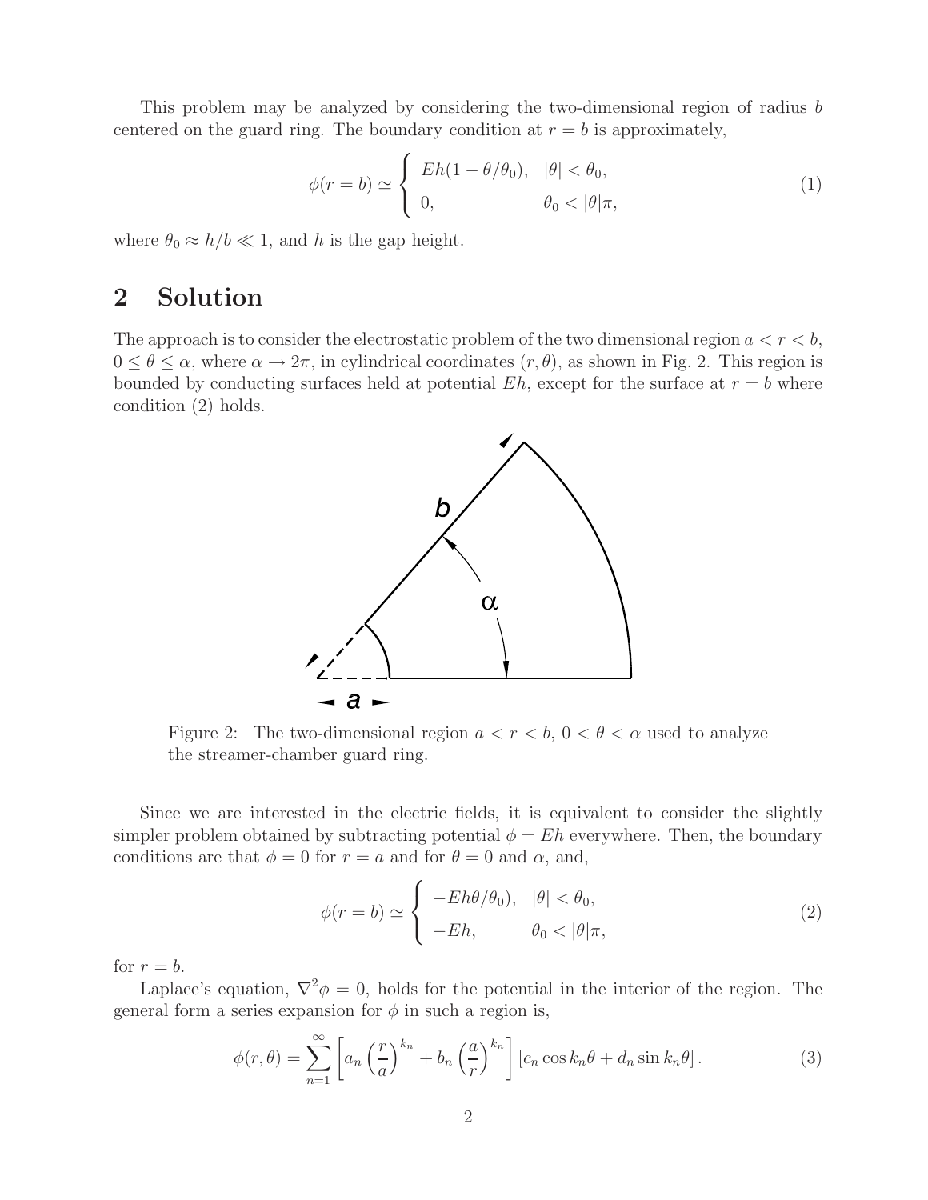This problem may be analyzed by considering the two-dimensional region of radius $b$ centered on the guard ring. The boundary condition at $r = b$ is approximately,

$$\phi(r = b) \simeq \begin{cases} Eh(1 - \theta/\theta_0), & |\theta| < \theta_0, \\ 0, & \theta_0 < |\theta|\pi, \end{cases} \tag{1}$$

where $\theta_0 \approx h/b \ll 1$, and $h$ is the gap height.

## 2 Solution

The approach is to consider the electrostatic problem of the two dimensional region $a < r < b$, $0 \leq \theta \leq \alpha$, where $\alpha \to 2\pi$, in cylindrical coordinates $(r, \theta)$, as shown in Fig. 2. This region is bounded by conducting surfaces held at potential $Eh$, except for the surface at $r = b$ where condition (2) holds.

Figure 2: The two-dimensional region $a < r < b$, $0 < \theta < \alpha$ used to analyze the streamer-chamber guard ring.

Since we are interested in the electric fields, it is equivalent to consider the slightly simpler problem obtained by subtracting potential $\phi = Eh$ everywhere. Then, the boundary conditions are that $\phi = 0$ for $r = a$ and for $\theta = 0$ and $\alpha$, and,

$$\phi(r = b) \simeq \begin{cases} -Eh\theta/\theta_0), & |\theta| < \theta_0, \\ -Eh, & \theta_0 < |\theta|\pi, \end{cases} \tag{2}$$

for $r = b$.

Laplace's equation, $\nabla^2\phi = 0$, holds for the potential in the interior of the region. The general form a series expansion for $\phi$ in such a region is,

$$\phi(r, \theta) = \sum_{n=1}^{\infty} \left[ a_n \left(\frac{r}{a}\right)^{k_n} + b_n \left(\frac{a}{r}\right)^{k_n} \right] [c_n \cos k_n\theta + d_n \sin k_n\theta]. \tag{3}$$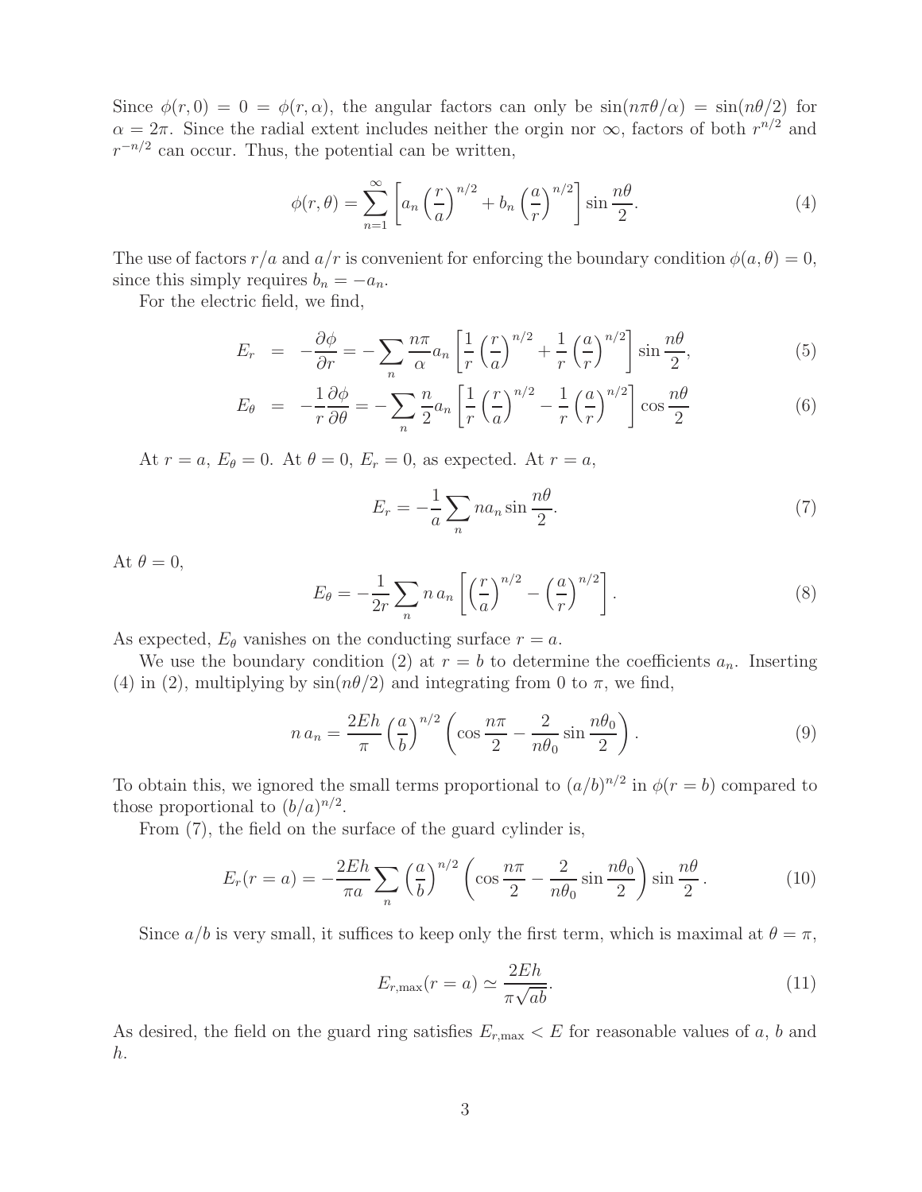Since $\phi(r, 0) = 0 = \phi(r, \alpha)$, the angular factors can only be $\sin(n\pi\theta/\alpha) = \sin(n\theta/2)$ for $\alpha = 2\pi$. Since the radial extent includes neither the orgin nor $\infty$, factors of both $r^{n/2}$ and $r^{-n/2}$ can occur. Thus, the potential can be written,

$$\phi(r, \theta) = \sum_{n=1}^{\infty} \left[ a_n \left(\frac{r}{a}\right)^{n/2} + b_n \left(\frac{a}{r}\right)^{n/2} \right] \sin \frac{n\theta}{2}. \tag{4}$$

The use of factors $r/a$ and $a/r$ is convenient for enforcing the boundary condition $\phi(a, \theta) = 0$, since this simply requires $b_n = -a_n$.

For the electric field, we find,

$$E_r = -\frac{\partial \phi}{\partial r} = -\sum_n \frac{n\pi}{\alpha} a_n \left[ \frac{1}{r}\left(\frac{r}{a}\right)^{n/2} + \frac{1}{r}\left(\frac{a}{r}\right)^{n/2} \right] \sin \frac{n\theta}{2}, \tag{5}$$

$$E_\theta = -\frac{1}{r}\frac{\partial \phi}{\partial \theta} = -\sum_n \frac{n}{2} a_n \left[ \frac{1}{r}\left(\frac{r}{a}\right)^{n/2} - \frac{1}{r}\left(\frac{a}{r}\right)^{n/2} \right] \cos \frac{n\theta}{2} \tag{6}$$

At $r = a$, $E_\theta = 0$. At $\theta = 0$, $E_r = 0$, as expected. At $r = a$,

$$E_r = -\frac{1}{a} \sum_n n a_n \sin \frac{n\theta}{2}. \tag{7}$$

At $\theta = 0$,

$$E_\theta = -\frac{1}{2r} \sum_n n\, a_n \left[ \left(\frac{r}{a}\right)^{n/2} - \left(\frac{a}{r}\right)^{n/2} \right]. \tag{8}$$

As expected, $E_\theta$ vanishes on the conducting surface $r = a$.

We use the boundary condition (2) at $r = b$ to determine the coefficients $a_n$. Inserting (4) in (2), multiplying by $\sin(n\theta/2)$ and integrating from 0 to $\pi$, we find,

$$n\, a_n = \frac{2Eh}{\pi} \left(\frac{a}{b}\right)^{n/2} \left( \cos \frac{n\pi}{2} - \frac{2}{n\theta_0} \sin \frac{n\theta_0}{2} \right). \tag{9}$$

To obtain this, we ignored the small terms proportional to $(a/b)^{n/2}$ in $\phi(r = b)$ compared to those proportional to $(b/a)^{n/2}$.

From (7), the field on the surface of the guard cylinder is,

$$E_r(r = a) = -\frac{2Eh}{\pi a} \sum_n \left(\frac{a}{b}\right)^{n/2} \left( \cos \frac{n\pi}{2} - \frac{2}{n\theta_0} \sin \frac{n\theta_0}{2} \right) \sin \frac{n\theta}{2}. \tag{10}$$

Since $a/b$ is very small, it suffices to keep only the first term, which is maximal at $\theta = \pi$,

$$E_{r,\max}(r = a) \simeq \frac{2Eh}{\pi\sqrt{ab}}. \tag{11}$$

As desired, the field on the guard ring satisfies $E_{r,\max} < E$ for reasonable values of $a$, $b$ and $h$.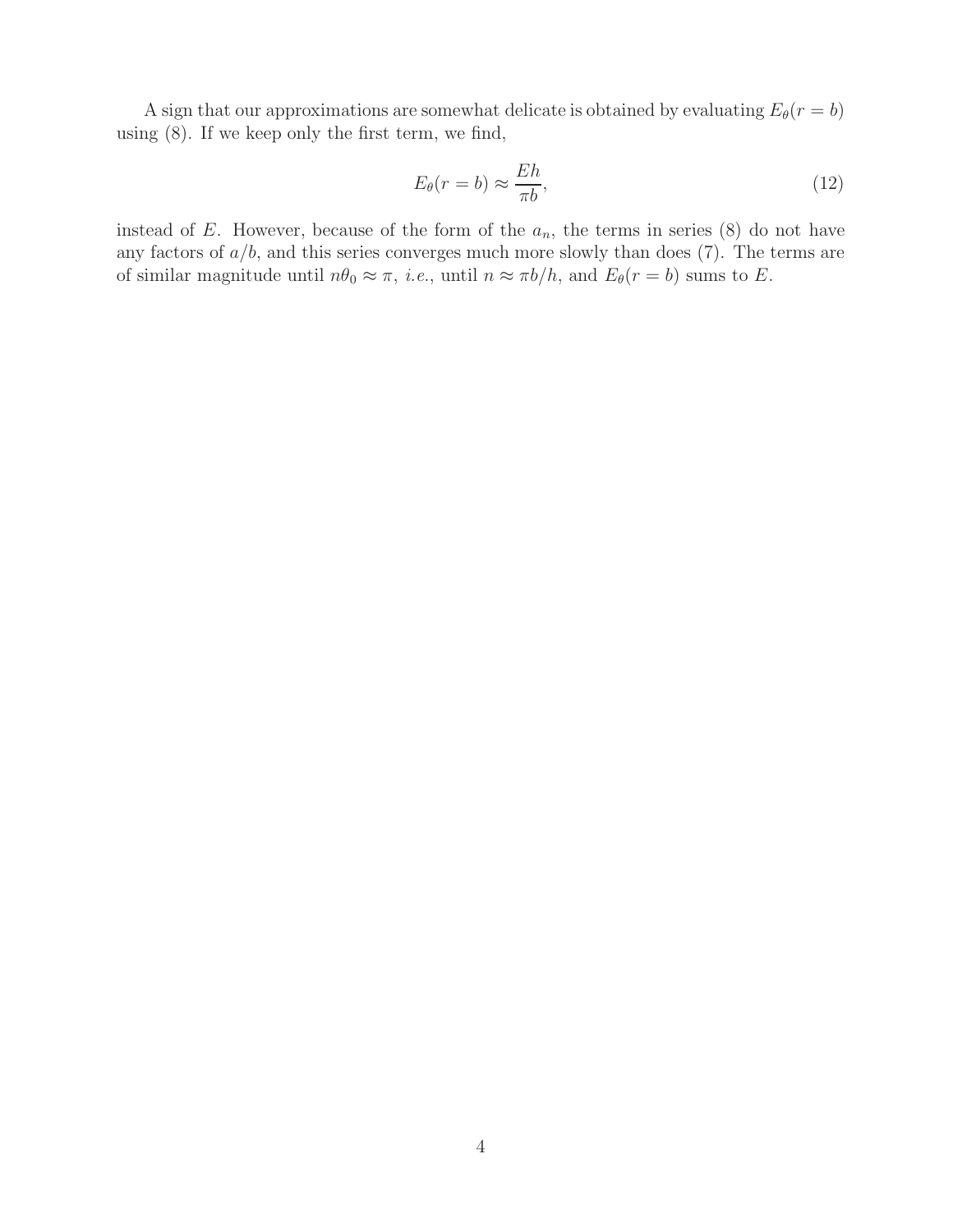A sign that our approximations are somewhat delicate is obtained by evaluating $E_\theta(r = b)$ using (8). If we keep only the first term, we find,

$$E_\theta(r = b) \approx \frac{Eh}{\pi b}, \tag{12}$$

instead of $E$. However, because of the form of the $a_n$, the terms in series (8) do not have any factors of $a/b$, and this series converges much more slowly than does (7). The terms are of similar magnitude until $n\theta_0 \approx \pi$, *i.e.*, until $n \approx \pi b/h$, and $E_\theta(r = b)$ sums to $E$.